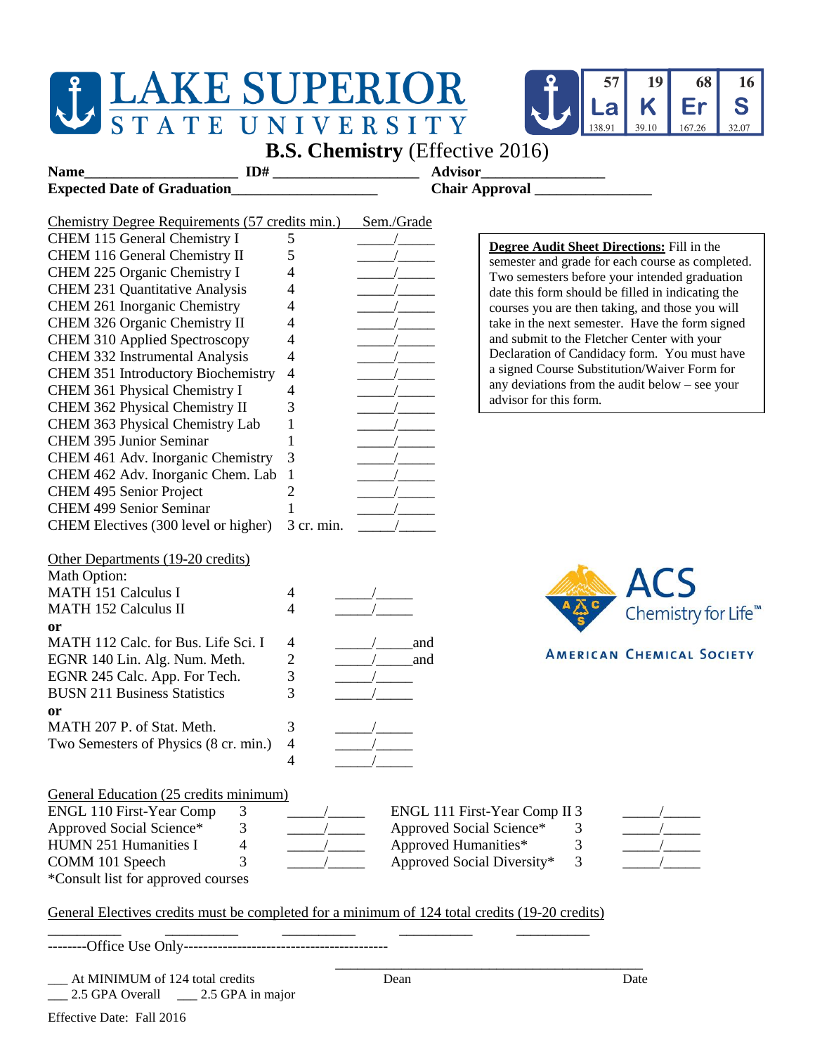# LAKE SUPERIOR STATE UNIVERSITY

## B.S. Chemistry (Effective 2016)

**Name**____________________ **ID#** ____________________ **Advisor**________________

**Expected Date of Graduation**___________________ **Chair Approval** _______________

| Chemistry Degree Requirements (57 credits min.) | | Sem./Grade |
|---|---|---|
| CHEM 115 General Chemistry I | 5 | _____/_____ |
| CHEM 116 General Chemistry II | 5 | _____/_____ |
| CHEM 225 Organic Chemistry I | 4 | _____/_____ |
| CHEM 231 Quantitative Analysis | 4 | _____/_____ |
| CHEM 261 Inorganic Chemistry | 4 | _____/_____ |
| CHEM 326 Organic Chemistry II | 4 | _____/_____ |
| CHEM 310 Applied Spectroscopy | 4 | _____/_____ |
| CHEM 332 Instrumental Analysis | 4 | _____/_____ |
| CHEM 351 Introductory Biochemistry | 4 | _____/_____ |
| CHEM 361 Physical Chemistry I | 4 | _____/_____ |
| CHEM 362 Physical Chemistry II | 3 | _____/_____ |
| CHEM 363 Physical Chemistry Lab | 1 | _____/_____ |
| CHEM 395 Junior Seminar | 1 | _____/_____ |
| CHEM 461 Adv. Inorganic Chemistry | 3 | _____/_____ |
| CHEM 462 Adv. Inorganic Chem. Lab | 1 | _____/_____ |
| CHEM 495 Senior Project | 2 | _____/_____ |
| CHEM 499 Senior Seminar | 1 | _____/_____ |
| CHEM Electives (300 level or higher) | 3 cr. min. | _____/_____ |

**Degree Audit Sheet Directions:** Fill in the semester and grade for each course as completed. Two semesters before your intended graduation date this form should be filled in indicating the courses you are then taking, and those you will take in the next semester. Have the form signed and submit to the Fletcher Center with your Declaration of Candidacy form. You must have a signed Course Substitution/Waiver Form for any deviations from the audit below – see your advisor for this form.

| Other Departments (19-20 credits) | | |
|---|---|---|
| Math Option: | | |
| MATH 151 Calculus I | 4 | _____/_____ |
| MATH 152 Calculus II | 4 | _____/_____ |
| **or** | | |
| MATH 112 Calc. for Bus. Life Sci. I | 4 | _____/_____and |
| EGNR 140 Lin. Alg. Num. Meth. | 2 | _____/_____and |
| EGNR 245 Calc. App. For Tech. | 3 | _____/_____ |
| BUSN 211 Business Statistics | 3 | _____/_____ |
| **or** | | |
| MATH 207 P. of Stat. Meth. | 3 | _____/_____ |
| Two Semesters of Physics (8 cr. min.) | 4 | _____/_____ |
| | 4 | _____/_____ |

ACS Chemistry for Life™ — American Chemical Society

| General Education (25 credits minimum) | | | | | |
|---|---|---|---|---|---|
| ENGL 110 First-Year Comp | 3 | _____/_____ | ENGL 111 First-Year Comp II | 3 | _____/_____ |
| Approved Social Science* | 3 | _____/_____ | Approved Social Science* | 3 | _____/_____ |
| HUMN 251 Humanities I | 4 | _____/_____ | Approved Humanities* | 3 | _____/_____ |
| COMM 101 Speech | 3 | _____/_____ | Approved Social Diversity* | 3 | _____/_____ |

*Consult list for approved courses

General Electives credits must be completed for a minimum of 124 total credits (19-20 credits)

__________ __________ __________ __________ __________

--------Office Use Only------------------------------------------

___ At MINIMUM of 124 total credits

___ 2.5 GPA Overall ___ 2.5 GPA in major

Dean ____________________ Date ____________

Effective Date: Fall 2016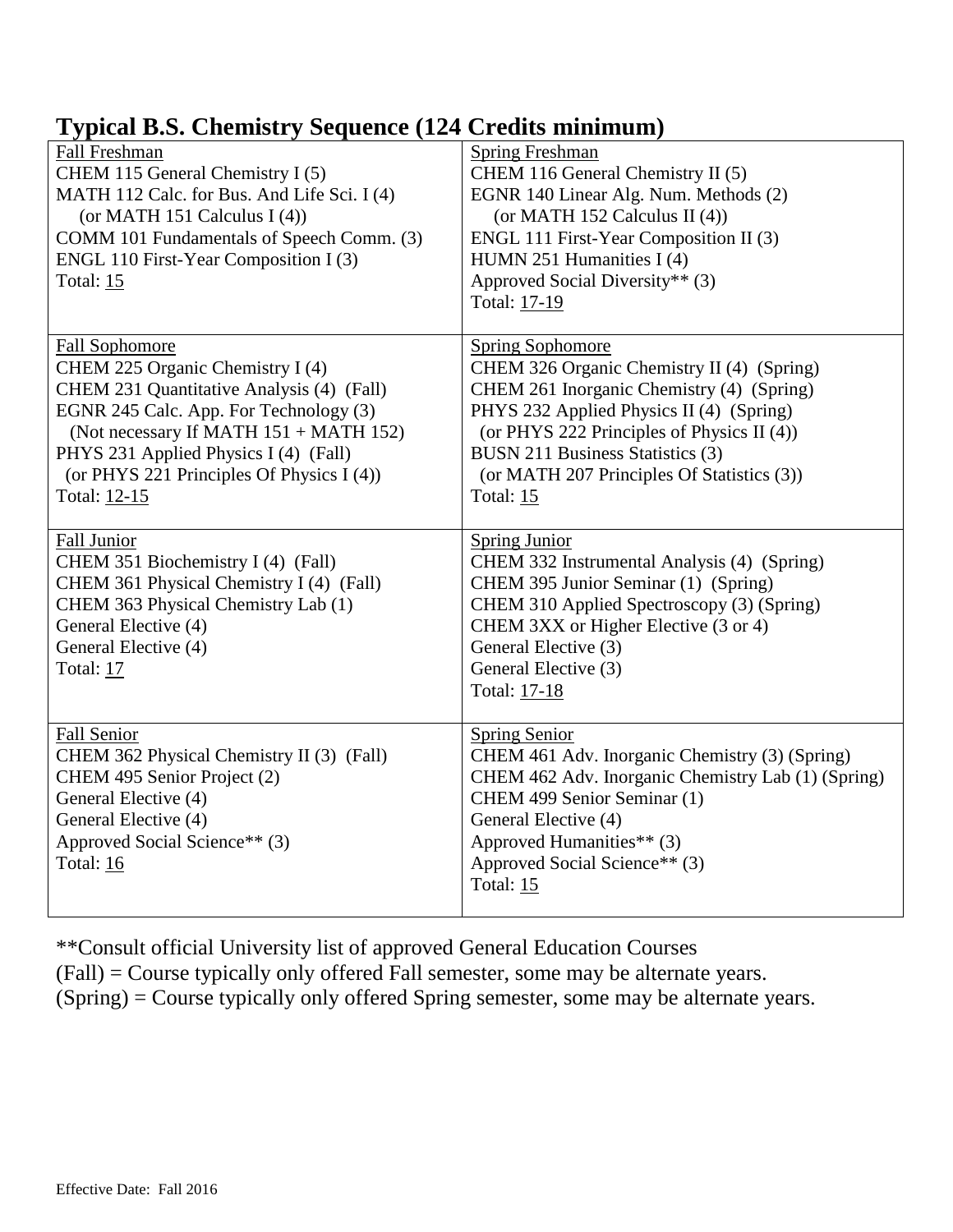## Typical B.S. Chemistry Sequence (124 Credits minimum)

| | |
|---|---|
| <u>Fall Freshman</u><br>CHEM 115 General Chemistry I (5)<br>MATH 112 Calc. for Bus. And Life Sci. I (4)<br>(or MATH 151 Calculus I (4))<br>COMM 101 Fundamentals of Speech Comm. (3)<br>ENGL 110 First-Year Composition I (3)<br>Total: <u>15</u> | <u>Spring Freshman</u><br>CHEM 116 General Chemistry II (5)<br>EGNR 140 Linear Alg. Num. Methods (2)<br>(or MATH 152 Calculus II (4))<br>ENGL 111 First-Year Composition II (3)<br>HUMN 251 Humanities I (4)<br>Approved Social Diversity** (3)<br>Total: <u>17-19</u> |
| <u>Fall Sophomore</u><br>CHEM 225 Organic Chemistry I (4)<br>CHEM 231 Quantitative Analysis (4) (Fall)<br>EGNR 245 Calc. App. For Technology (3)<br>(Not necessary If MATH 151 + MATH 152)<br>PHYS 231 Applied Physics I (4) (Fall)<br>(or PHYS 221 Principles Of Physics I (4))<br>Total: <u>12-15</u> | <u>Spring Sophomore</u><br>CHEM 326 Organic Chemistry II (4) (Spring)<br>CHEM 261 Inorganic Chemistry (4) (Spring)<br>PHYS 232 Applied Physics II (4) (Spring)<br>(or PHYS 222 Principles of Physics II (4))<br>BUSN 211 Business Statistics (3)<br>(or MATH 207 Principles Of Statistics (3))<br>Total: <u>15</u> |
| <u>Fall Junior</u><br>CHEM 351 Biochemistry I (4) (Fall)<br>CHEM 361 Physical Chemistry I (4) (Fall)<br>CHEM 363 Physical Chemistry Lab (1)<br>General Elective (4)<br>General Elective (4)<br>Total: <u>17</u> | <u>Spring Junior</u><br>CHEM 332 Instrumental Analysis (4) (Spring)<br>CHEM 395 Junior Seminar (1) (Spring)<br>CHEM 310 Applied Spectroscopy (3) (Spring)<br>CHEM 3XX or Higher Elective (3 or 4)<br>General Elective (3)<br>General Elective (3)<br>Total: <u>17-18</u> |
| <u>Fall Senior</u><br>CHEM 362 Physical Chemistry II (3) (Fall)<br>CHEM 495 Senior Project (2)<br>General Elective (4)<br>General Elective (4)<br>Approved Social Science** (3)<br>Total: <u>16</u> | <u>Spring Senior</u><br>CHEM 461 Adv. Inorganic Chemistry (3) (Spring)<br>CHEM 462 Adv. Inorganic Chemistry Lab (1) (Spring)<br>CHEM 499 Senior Seminar (1)<br>General Elective (4)<br>Approved Humanities** (3)<br>Approved Social Science** (3)<br>Total: <u>15</u> |

**Consult official University list of approved General Education Courses

(Fall) = Course typically only offered Fall semester, some may be alternate years.

(Spring) = Course typically only offered Spring semester, some may be alternate years.

Effective Date: Fall 2016